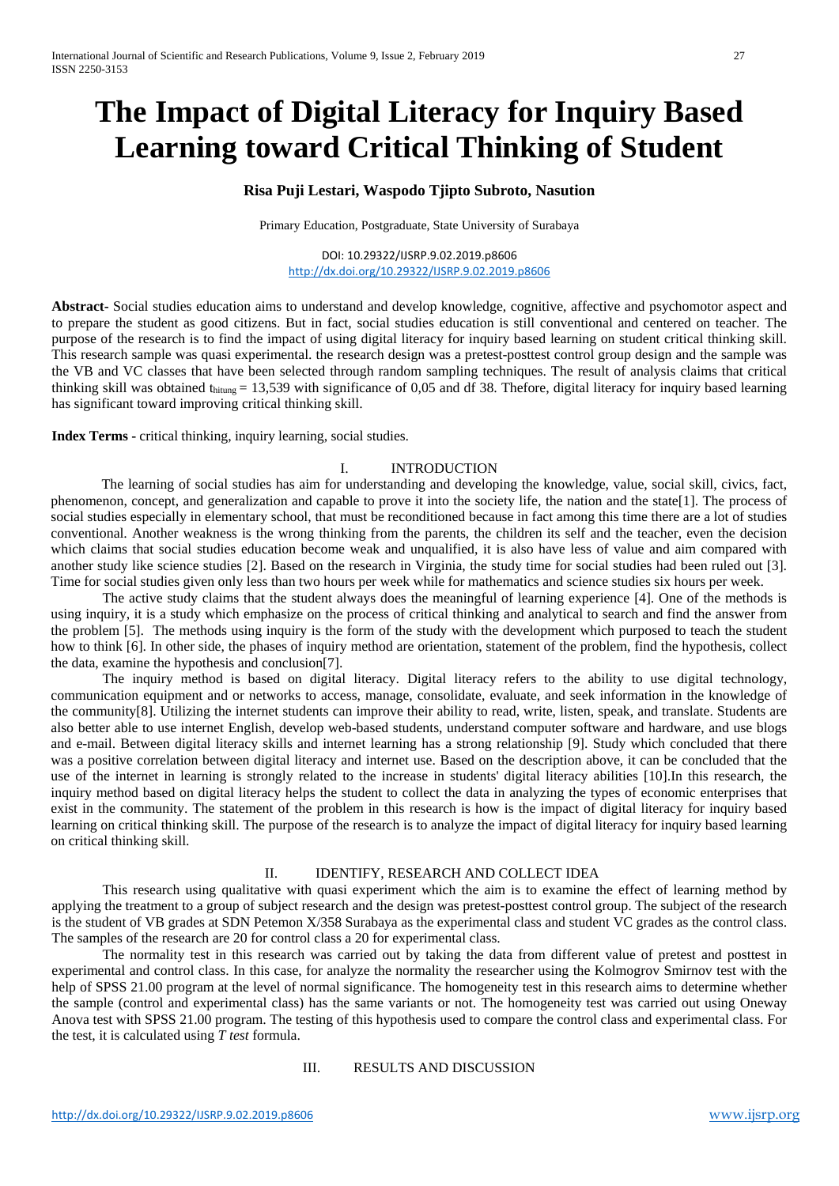# The Impact of Digital Literacy for Inquiry Based Learning toward Critical Thinking of Student

**Risa Puji Lestari, Waspodo Tjipto Subroto, Nasution**

Primary Education, Postgraduate, State University of Surabaya

DOI: 10.29322/IJSRP.9.02.2019.p8606
http://dx.doi.org/10.29322/IJSRP.9.02.2019.p8606

**Abstract-** Social studies education aims to understand and develop knowledge, cognitive, affective and psychomotor aspect and to prepare the student as good citizens. But in fact, social studies education is still conventional and centered on teacher. The purpose of the research is to find the impact of using digital literacy for inquiry based learning on student critical thinking skill. This research sample was quasi experimental. the research design was a pretest-posttest control group design and the sample was the VB and VC classes that have been selected through random sampling techniques. The result of analysis claims that critical thinking skill was obtained $t_{hitung}$ = 13,539 with significance of 0,05 and df 38. Thefore, digital literacy for inquiry based learning has significant toward improving critical thinking skill.

**Index Terms -** critical thinking, inquiry learning, social studies.

## I. INTRODUCTION

The learning of social studies has aim for understanding and developing the knowledge, value, social skill, civics, fact, phenomenon, concept, and generalization and capable to prove it into the society life, the nation and the state[1]. The process of social studies especially in elementary school, that must be reconditioned because in fact among this time there are a lot of studies conventional. Another weakness is the wrong thinking from the parents, the children its self and the teacher, even the decision which claims that social studies education become weak and unqualified, it is also have less of value and aim compared with another study like science studies [2]. Based on the research in Virginia, the study time for social studies had been ruled out [3]. Time for social studies given only less than two hours per week while for mathematics and science studies six hours per week.

The active study claims that the student always does the meaningful of learning experience [4]. One of the methods is using inquiry, it is a study which emphasize on the process of critical thinking and analytical to search and find the answer from the problem [5]. The methods using inquiry is the form of the study with the development which purposed to teach the student how to think [6]. In other side, the phases of inquiry method are orientation, statement of the problem, find the hypothesis, collect the data, examine the hypothesis and conclusion[7].

The inquiry method is based on digital literacy. Digital literacy refers to the ability to use digital technology, communication equipment and or networks to access, manage, consolidate, evaluate, and seek information in the knowledge of the community[8]. Utilizing the internet students can improve their ability to read, write, listen, speak, and translate. Students are also better able to use internet English, develop web-based students, understand computer software and hardware, and use blogs and e-mail. Between digital literacy skills and internet learning has a strong relationship [9]. Study which concluded that there was a positive correlation between digital literacy and internet use. Based on the description above, it can be concluded that the use of the internet in learning is strongly related to the increase in students' digital literacy abilities [10].In this research, the inquiry method based on digital literacy helps the student to collect the data in analyzing the types of economic enterprises that exist in the community. The statement of the problem in this research is how is the impact of digital literacy for inquiry based learning on critical thinking skill. The purpose of the research is to analyze the impact of digital literacy for inquiry based learning on critical thinking skill.

## II. IDENTIFY, RESEARCH AND COLLECT IDEA

This research using qualitative with quasi experiment which the aim is to examine the effect of learning method by applying the treatment to a group of subject research and the design was pretest-posttest control group. The subject of the research is the student of VB grades at SDN Petemon X/358 Surabaya as the experimental class and student VC grades as the control class. The samples of the research are 20 for control class a 20 for experimental class.

The normality test in this research was carried out by taking the data from different value of pretest and posttest in experimental and control class. In this case, for analyze the normality the researcher using the Kolmogrov Smirnov test with the help of SPSS 21.00 program at the level of normal significance. The homogeneity test in this research aims to determine whether the sample (control and experimental class) has the same variants or not. The homogeneity test was carried out using Oneway Anova test with SPSS 21.00 program. The testing of this hypothesis used to compare the control class and experimental class. For the test, it is calculated using *T test* formula.

## III. RESULTS AND DISCUSSION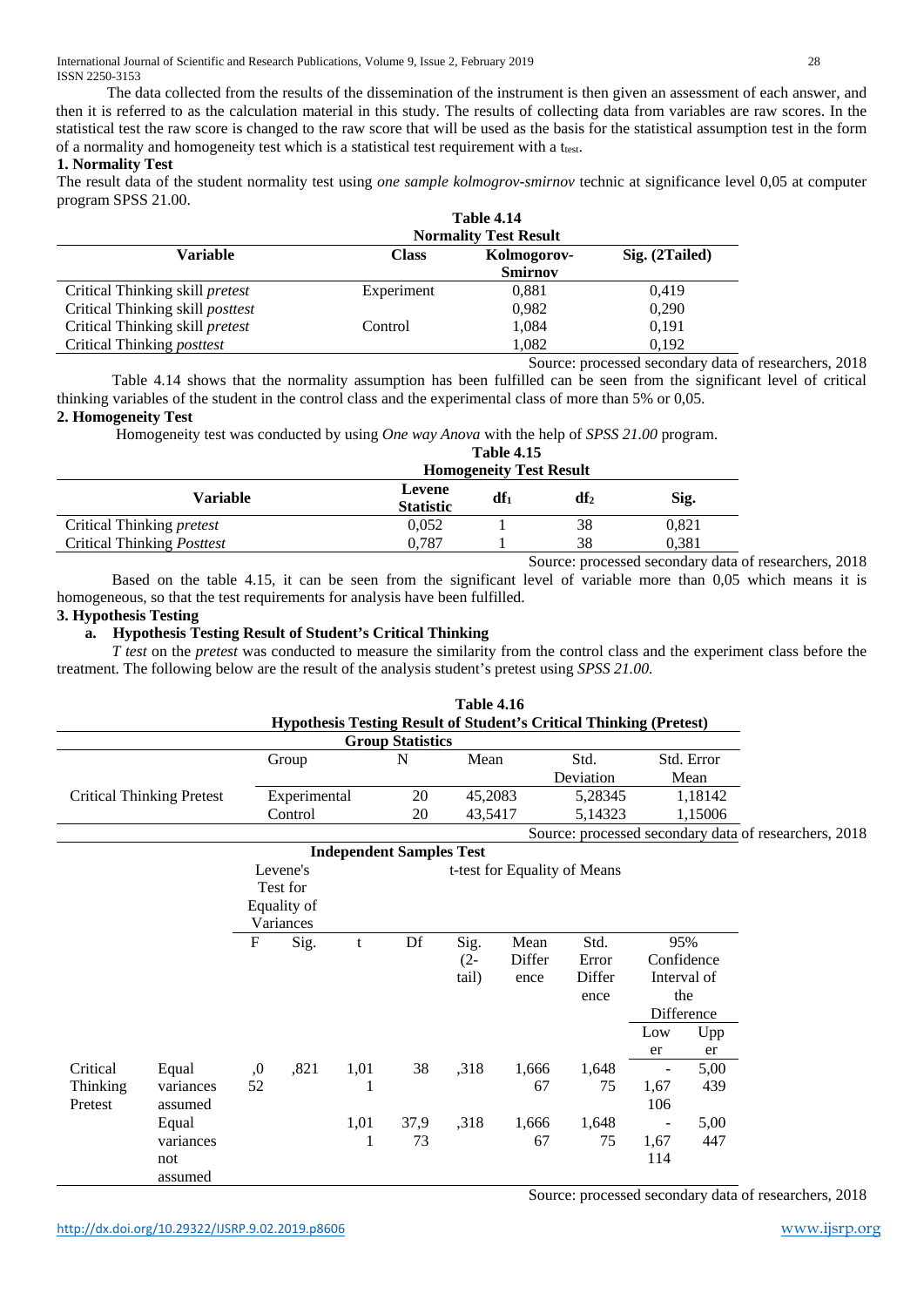The data collected from the results of the dissemination of the instrument is then given an assessment of each answer, and then it is referred to as the calculation material in this study. The results of collecting data from variables are raw scores. In the statistical test the raw score is changed to the raw score that will be used as the basis for the statistical assumption test in the form of a normality and homogeneity test which is a statistical test requirement with a $t_{test}$.

**1. Normality Test**

The result data of the student normality test using *one sample kolmogrov-smirnov* technic at significance level 0,05 at computer program SPSS 21.00.

**Table 4.14**
**Normality Test Result**

| Variable | Class | Kolmogorov-Smirnov | Sig. (2Tailed) |
|---|---|---|---|
| Critical Thinking skill *pretest* | Experiment | 0,881 | 0,419 |
| Critical Thinking skill *posttest* | | 0,982 | 0,290 |
| Critical Thinking skill *pretest* | Control | 1,084 | 0,191 |
| Critical Thinking *posttest* | | 1,082 | 0,192 |

Source: processed secondary data of researchers, 2018

Table 4.14 shows that the normality assumption has been fulfilled can be seen from the significant level of critical thinking variables of the student in the control class and the experimental class of more than 5% or 0,05.

**2. Homogeneity Test**

Homogeneity test was conducted by using *One way Anova* with the help of *SPSS 21.00* program.

**Table 4.15**
**Homogeneity Test Result**

| Variable | Levene Statistic | $df_1$ | $df_2$ | Sig. |
|---|---|---|---|---|
| Critical Thinking *pretest* | 0,052 | 1 | 38 | 0,821 |
| Critical Thinking *Posttest* | 0,787 | 1 | 38 | 0,381 |

Source: processed secondary data of researchers, 2018

Based on the table 4.15, it can be seen from the significant level of variable more than 0,05 which means it is homogeneous, so that the test requirements for analysis have been fulfilled.

**3. Hypothesis Testing**

**a. Hypothesis Testing Result of Student's Critical Thinking**

*T test* on the *pretest* was conducted to measure the similarity from the control class and the experiment class before the treatment. The following below are the result of the analysis student's pretest using *SPSS 21.00.*

**Table 4.16**
**Hypothesis Testing Result of Student's Critical Thinking (Pretest)**

**Group Statistics**

| | Group | N | Mean | Std. Deviation | Std. Error Mean |
|---|---|---|---|---|---|
| Critical Thinking Pretest | Experimental | 20 | 45,2083 | 5,28345 | 1,18142 |
| | Control | 20 | 43,5417 | 5,14323 | 1,15006 |

Source: processed secondary data of researchers, 2018

**Independent Samples Test**

| | | Levene's Test for Equality of Variances | | t-test for Equality of Means | | | | | | |
|---|---|---|---|---|---|---|---|---|---|---|
| | | F | Sig. | t | Df | Sig. (2-tail) | Mean Difference | Std. Error Difference | 95% Confidence Interval of the Difference | |
| | | | | | | | | | Lower | Upper |
| Critical Thinking Pretest | Equal variances assumed | ,052 | ,821 | 1,011 | 38 | ,318 | 1,66667 | 1,64875 | -1,67106 | 5,00439 |
| | Equal variances not assumed | | | 1,011 | 37,973 | ,318 | 1,66667 | 1,64875 | -1,67114 | 5,00447 |

Source: processed secondary data of researchers, 2018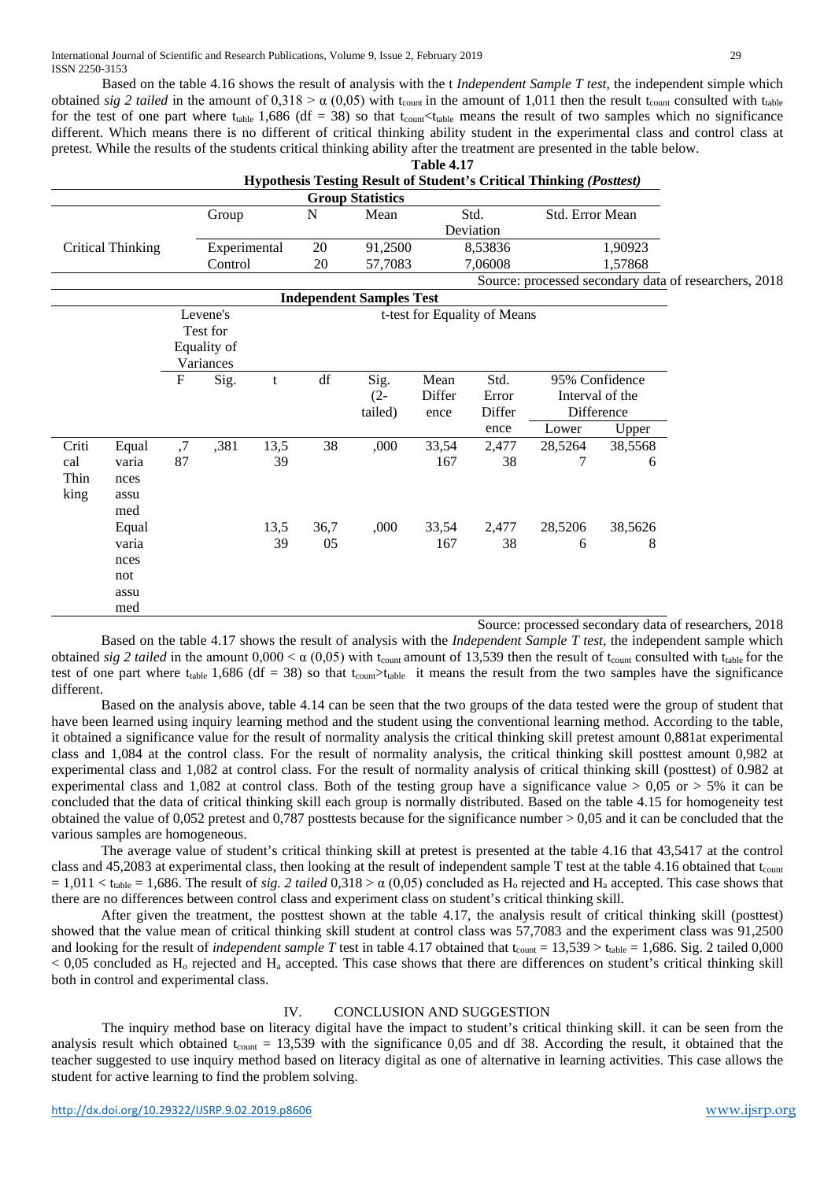Based on the table 4.16 shows the result of analysis with the t *Independent Sample T test,* the independent simple which obtained *sig 2 tailed* in the amount of 0,318 > α (0,05) with $t_{count}$ in the amount of 1,011 then the result $t_{count}$ consulted with $t_{table}$ for the test of one part where $t_{table}$ 1,686 (df = 38) so that $t_{count}$<$t_{table}$ means the result of two samples which no significance different. Which means there is no different of critical thinking ability student in the experimental class and control class at pretest. While the results of the students critical thinking ability after the treatment are presented in the table below.

**Table 4.17**
**Hypothesis Testing Result of Student's Critical Thinking *(Posttest)***

**Group Statistics**

| | Group | N | Mean | Std. Deviation | Std. Error Mean |
|---|---|---|---|---|---|
| Critical Thinking | Experimental | 20 | 91,2500 | 8,53836 | 1,90923 |
| | Control | 20 | 57,7083 | 7,06008 | 1,57868 |

Source: processed secondary data of researchers, 2018

**Independent Samples Test**

| | | Levene's Test for Equality of Variances | | t-test for Equality of Means | | | | | | |
|---|---|---|---|---|---|---|---|---|---|---|
| | | F | Sig. | t | df | Sig. (2-tailed) | Mean Difference | Std. Error Difference | 95% Confidence Interval of the Difference | |
| | | | | | | | | | Lower | Upper |
| Critical Thinking | Equal variances assumed | ,787 | ,381 | 13,539 | 38 | ,000 | 33,54167 | 2,47738 | 28,52647 | 38,55686 |
| | Equal variances not assumed | | | 13,539 | 36,705 | ,000 | 33,54167 | 2,47738 | 28,52066 | 38,56268 |

Source: processed secondary data of researchers, 2018

Based on the table 4.17 shows the result of analysis with the *Independent Sample T test*, the independent sample which obtained *sig 2 tailed* in the amount 0,000 < α (0,05) with $t_{count}$ amount of 13,539 then the result of $t_{count}$ consulted with $t_{table}$ for the test of one part where $t_{table}$ 1,686 (df = 38) so that $t_{count}$>$t_{table}$ it means the result from the two samples have the significance different.

Based on the analysis above, table 4.14 can be seen that the two groups of the data tested were the group of student that have been learned using inquiry learning method and the student using the conventional learning method. According to the table, it obtained a significance value for the result of normality analysis the critical thinking skill pretest amount 0,881at experimental class and 1,084 at the control class. For the result of normality analysis, the critical thinking skill posttest amount 0,982 at experimental class and 1,082 at control class. For the result of normality analysis of critical thinking skill (posttest) of 0.982 at experimental class and 1,082 at control class. Both of the testing group have a significance value > 0,05 or > 5% it can be concluded that the data of critical thinking skill each group is normally distributed. Based on the table 4.15 for homogeneity test obtained the value of 0,052 pretest and 0,787 posttests because for the significance number > 0,05 and it can be concluded that the various samples are homogeneous.

The average value of student's critical thinking skill at pretest is presented at the table 4.16 that 43,5417 at the control class and 45,2083 at experimental class, then looking at the result of independent sample T test at the table 4.16 obtained that $t_{count}$ = 1,011 < $t_{table}$ = 1,686. The result of *sig. 2 tailed* 0,318 > α (0,05) concluded as $H_o$ rejected and $H_a$ accepted. This case shows that there are no differences between control class and experiment class on student's critical thinking skill.

After given the treatment, the posttest shown at the table 4.17, the analysis result of critical thinking skill (posttest) showed that the value mean of critical thinking skill student at control class was 57,7083 and the experiment class was 91,2500 and looking for the result of *independent sample T* test in table 4.17 obtained that $t_{count}$ = 13,539 > $t_{table}$ = 1,686. Sig. 2 tailed 0,000 < 0,05 concluded as $H_o$ rejected and $H_a$ accepted. This case shows that there are differences on student's critical thinking skill both in control and experimental class.

## IV. CONCLUSION AND SUGGESTION

The inquiry method base on literacy digital have the impact to student's critical thinking skill. it can be seen from the analysis result which obtained $t_{count}$ = 13,539 with the significance 0,05 and df 38. According the result, it obtained that the teacher suggested to use inquiry method based on literacy digital as one of alternative in learning activities. This case allows the student for active learning to find the problem solving.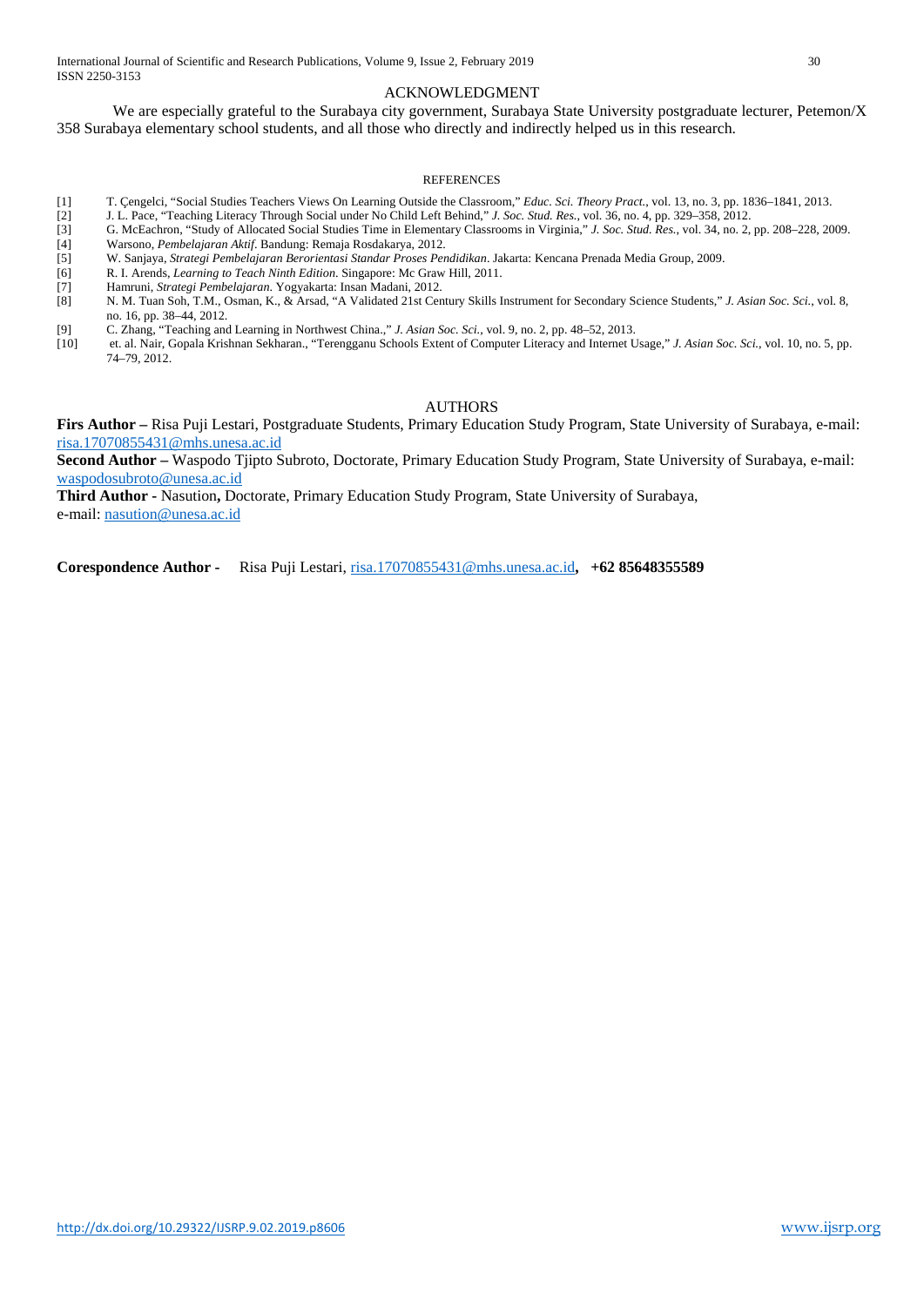## ACKNOWLEDGMENT

We are especially grateful to the Surabaya city government, Surabaya State University postgraduate lecturer, Petemon/X 358 Surabaya elementary school students, and all those who directly and indirectly helped us in this research.

## REFERENCES

[1] T. Çengelci, "Social Studies Teachers Views On Learning Outside the Classroom," *Educ. Sci. Theory Pract.*, vol. 13, no. 3, pp. 1836–1841, 2013.

[2] J. L. Pace, "Teaching Literacy Through Social under No Child Left Behind," *J. Soc. Stud. Res.*, vol. 36, no. 4, pp. 329–358, 2012.

[3] G. McEachron, "Study of Allocated Social Studies Time in Elementary Classrooms in Virginia," *J. Soc. Stud. Res.*, vol. 34, no. 2, pp. 208–228, 2009.

[4] Warsono, *Pembelajaran Aktif*. Bandung: Remaja Rosdakarya, 2012.

[5] W. Sanjaya, *Strategi Pembelajaran Berorientasi Standar Proses Pendidikan*. Jakarta: Kencana Prenada Media Group, 2009.

[6] R. I. Arends, *Learning to Teach Ninth Edition*. Singapore: Mc Graw Hill, 2011.

[7] Hamruni, *Strategi Pembelajaran*. Yogyakarta: Insan Madani, 2012.

[8] N. M. Tuan Soh, T.M., Osman, K., & Arsad, "A Validated 21st Century Skills Instrument for Secondary Science Students," *J. Asian Soc. Sci.*, vol. 8, no. 16, pp. 38–44, 2012.

[9] C. Zhang, "Teaching and Learning in Northwest China.," *J. Asian Soc. Sci.*, vol. 9, no. 2, pp. 48–52, 2013.

[10] et. al. Nair, Gopala Krishnan Sekharan., "Terengganu Schools Extent of Computer Literacy and Internet Usage," *J. Asian Soc. Sci.*, vol. 10, no. 5, pp. 74–79, 2012.

## AUTHORS

**Firs Author –** Risa Puji Lestari, Postgraduate Students, Primary Education Study Program, State University of Surabaya, e-mail: risa.17070855431@mhs.unesa.ac.id

**Second Author –** Waspodo Tjipto Subroto, Doctorate, Primary Education Study Program, State University of Surabaya, e-mail: waspodosubroto@unesa.ac.id

**Third Author -** Nasution**,** Doctorate, Primary Education Study Program, State University of Surabaya, e-mail: nasution@unesa.ac.id

**Corespondence Author -** Risa Puji Lestari, risa.17070855431@mhs.unesa.ac.id**, +62 85648355589**